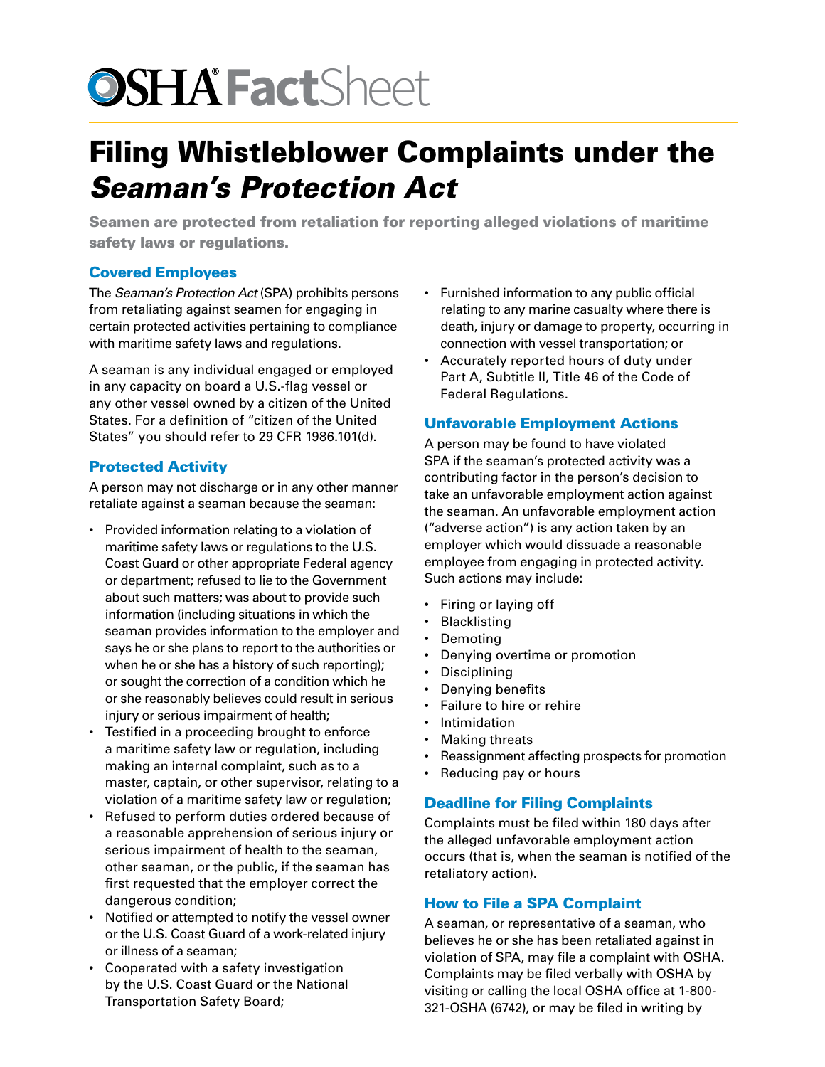# OSHA FactSheet

# Filing Whistleblower Complaints under the *Seaman's Protection Act*

**Seamen are protected from retaliation for reporting alleged violations of maritime safety laws or regulations.**

## Covered Employees

The *Seaman's Protection Act* (SPA) prohibits persons from retaliating against seamen for engaging in certain protected activities pertaining to compliance with maritime safety laws and regulations.

A seaman is any individual engaged or employed in any capacity on board a U.S.-flag vessel or any other vessel owned by a citizen of the United States. For a definition of "citizen of the United States" you should refer to 29 CFR 1986.101(d).

## Protected Activity

A person may not discharge or in any other manner retaliate against a seaman because the seaman:

- Provided information relating to a violation of maritime safety laws or regulations to the U.S. Coast Guard or other appropriate Federal agency or department; refused to lie to the Government about such matters; was about to provide such information (including situations in which the seaman provides information to the employer and says he or she plans to report to the authorities or when he or she has a history of such reporting); or sought the correction of a condition which he or she reasonably believes could result in serious injury or serious impairment of health;
- Testified in a proceeding brought to enforce a maritime safety law or regulation, including making an internal complaint, such as to a master, captain, or other supervisor, relating to a violation of a maritime safety law or regulation;
- Refused to perform duties ordered because of a reasonable apprehension of serious injury or serious impairment of health to the seaman, other seaman, or the public, if the seaman has first requested that the employer correct the dangerous condition;
- Notified or attempted to notify the vessel owner or the U.S. Coast Guard of a work-related injury or illness of a seaman;
- Cooperated with a safety investigation by the U.S. Coast Guard or the National Transportation Safety Board;
- Furnished information to any public official relating to any marine casualty where there is death, injury or damage to property, occurring in connection with vessel transportation; or
- Accurately reported hours of duty under Part A, Subtitle II, Title 46 of the Code of Federal Regulations.

## Unfavorable Employment Actions

A person may be found to have violated SPA if the seaman's protected activity was a contributing factor in the person's decision to take an unfavorable employment action against the seaman. An unfavorable employment action ("adverse action") is any action taken by an employer which would dissuade a reasonable employee from engaging in protected activity. Such actions may include:

- Firing or laying off
- Blacklisting
- Demoting
- Denying overtime or promotion
- Disciplining
- Denying benefits
- Failure to hire or rehire
- Intimidation
- Making threats
- Reassignment affecting prospects for promotion
- Reducing pay or hours

## Deadline for Filing Complaints

Complaints must be filed within 180 days after the alleged unfavorable employment action occurs (that is, when the seaman is notified of the retaliatory action).

## How to File a SPA Complaint

A seaman, or representative of a seaman, who believes he or she has been retaliated against in violation of SPA, may file a complaint with OSHA. Complaints may be filed verbally with OSHA by visiting or calling the local OSHA office at 1-800-321-OSHA (6742), or may be filed in writing by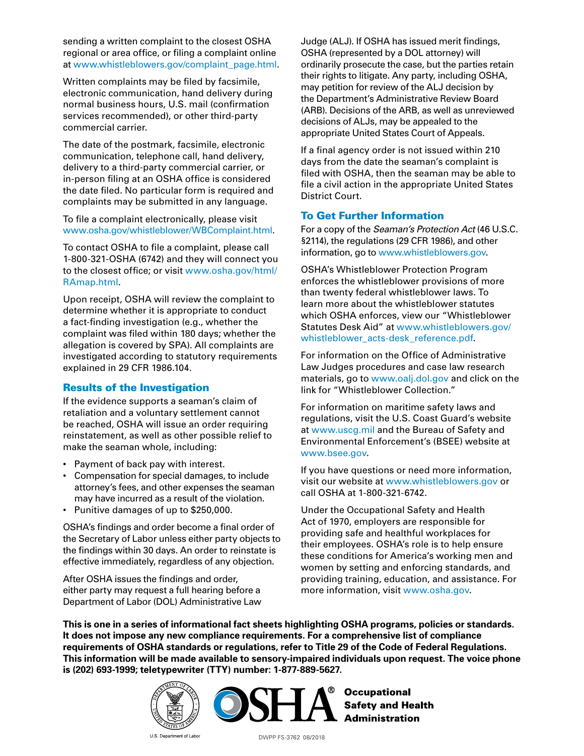sending a written complaint to the closest OSHA regional or area office, or filing a complaint online at www.whistleblowers.gov/complaint_page.html.

Written complaints may be filed by facsimile, electronic communication, hand delivery during normal business hours, U.S. mail (confirmation services recommended), or other third-party commercial carrier.

The date of the postmark, facsimile, electronic communication, telephone call, hand delivery, delivery to a third-party commercial carrier, or in-person filing at an OSHA office is considered the date filed. No particular form is required and complaints may be submitted in any language.

To file a complaint electronically, please visit www.osha.gov/whistleblower/WBComplaint.html.

To contact OSHA to file a complaint, please call 1-800-321-OSHA (6742) and they will connect you to the closest office; or visit www.osha.gov/html/RAmap.html.

Upon receipt, OSHA will review the complaint to determine whether it is appropriate to conduct a fact-finding investigation (e.g., whether the complaint was filed within 180 days; whether the allegation is covered by SPA). All complaints are investigated according to statutory requirements explained in 29 CFR 1986.104.

## Results of the Investigation

If the evidence supports a seaman's claim of retaliation and a voluntary settlement cannot be reached, OSHA will issue an order requiring reinstatement, as well as other possible relief to make the seaman whole, including:

- Payment of back pay with interest.
- Compensation for special damages, to include attorney's fees, and other expenses the seaman may have incurred as a result of the violation.
- Punitive damages of up to $250,000.

OSHA's findings and order become a final order of the Secretary of Labor unless either party objects to the findings within 30 days. An order to reinstate is effective immediately, regardless of any objection.

After OSHA issues the findings and order, either party may request a full hearing before a Department of Labor (DOL) Administrative Law Judge (ALJ). If OSHA has issued merit findings, OSHA (represented by a DOL attorney) will ordinarily prosecute the case, but the parties retain their rights to litigate. Any party, including OSHA, may petition for review of the ALJ decision by the Department's Administrative Review Board (ARB). Decisions of the ARB, as well as unreviewed decisions of ALJs, may be appealed to the appropriate United States Court of Appeals.

If a final agency order is not issued within 210 days from the date the seaman's complaint is filed with OSHA, then the seaman may be able to file a civil action in the appropriate United States District Court.

## To Get Further Information

For a copy of the *Seaman's Protection Act* (46 U.S.C. §2114), the regulations (29 CFR 1986), and other information, go to www.whistleblowers.gov.

OSHA's Whistleblower Protection Program enforces the whistleblower provisions of more than twenty federal whistleblower laws. To learn more about the whistleblower statutes which OSHA enforces, view our "Whistleblower Statutes Desk Aid" at www.whistleblowers.gov/whistleblower_acts-desk_reference.pdf.

For information on the Office of Administrative Law Judges procedures and case law research materials, go to www.oalj.dol.gov and click on the link for "Whistleblower Collection."

For information on maritime safety laws and regulations, visit the U.S. Coast Guard's website at www.uscg.mil and the Bureau of Safety and Environmental Enforcement's (BSEE) website at www.bsee.gov.

If you have questions or need more information, visit our website at www.whistleblowers.gov or call OSHA at 1-800-321-6742.

Under the Occupational Safety and Health Act of 1970, employers are responsible for providing safe and healthful workplaces for their employees. OSHA's role is to help ensure these conditions for America's working men and women by setting and enforcing standards, and providing training, education, and assistance. For more information, visit www.osha.gov.

**This is one in a series of informational fact sheets highlighting OSHA programs, policies or standards. It does not impose any new compliance requirements. For a comprehensive list of compliance requirements of OSHA standards or regulations, refer to Title 29 of the Code of Federal Regulations. This information will be made available to sensory-impaired individuals upon request. The voice phone is (202) 693-1999; teletypewriter (TTY) number: 1-877-889-5627.**

U.S. Department of Labor

OSHA® **Occupational Safety and Health Administration**

DWPP FS-3762 08/2018